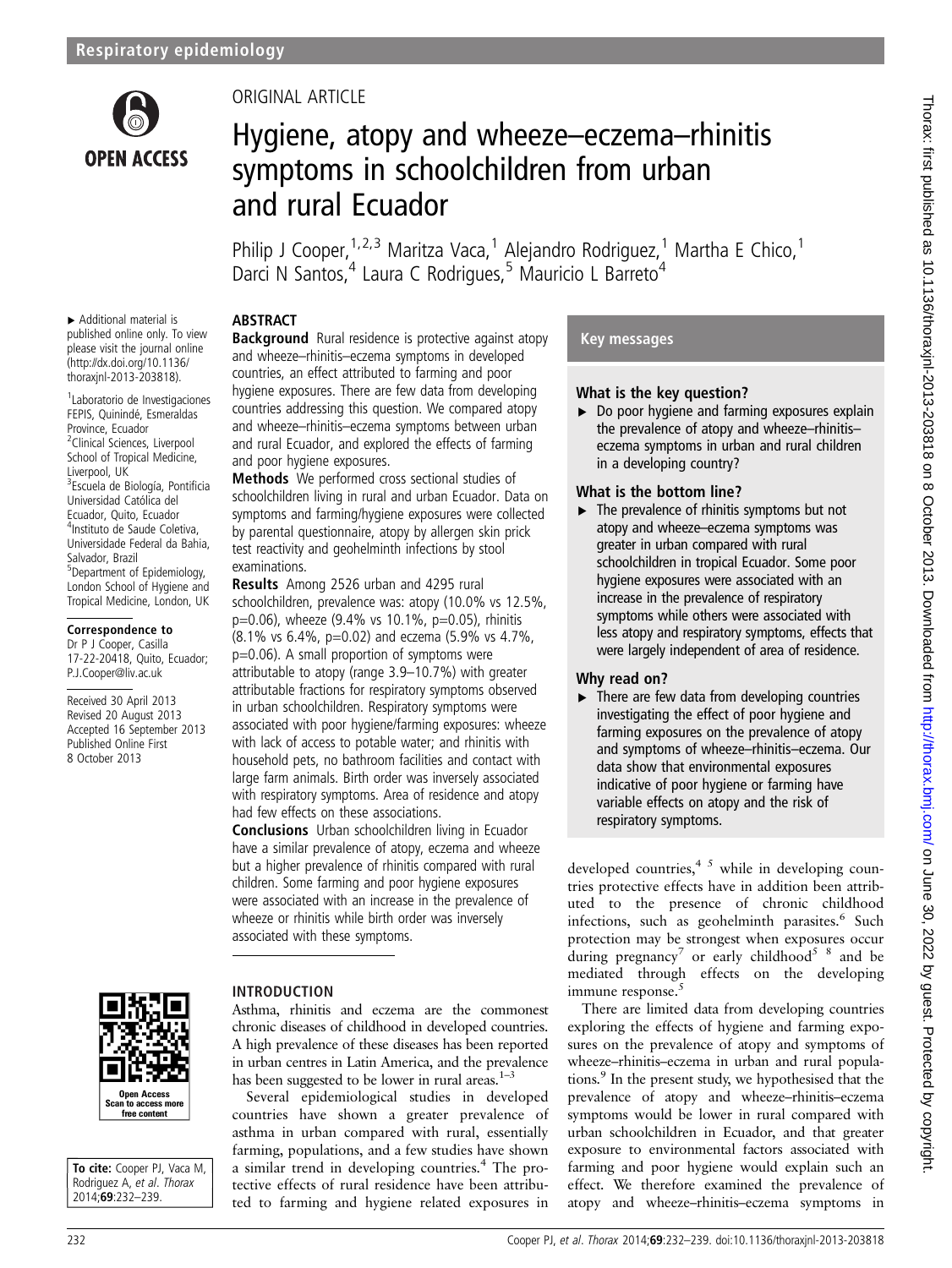Respiratory epidemiology

ORIGINAL ARTICLE

# Hygiene, atopy and wheeze–eczema–rhinitis symptoms in schoolchildren from urban and rural Ecuador

Philip J Cooper,[1,2,3] Maritza Vaca,[1] Alejandro Rodriguez,[1] Martha E Chico,[1] Darci N Santos,[4] Laura C Rodrigues,[5] Mauricio L Barreto[4]

► Additional material is published online only. To view please visit the journal online (http://dx.doi.org/10.1136/thoraxjnl-2013-203818).

[1]Laboratorio de Investigaciones FEPIS, Quinindé, Esmeraldas Province, Ecuador
[2]Clinical Sciences, Liverpool School of Tropical Medicine, Liverpool, UK
[3]Escuela de Biología, Pontificia Universidad Católica del Ecuador, Quito, Ecuador
[4]Instituto de Saude Coletiva, Universidade Federal da Bahia, Salvador, Brazil
[5]Department of Epidemiology, London School of Hygiene and Tropical Medicine, London, UK

**Correspondence to**
Dr P J Cooper, Casilla 17-22-20418, Quito, Ecuador; P.J.Cooper@liv.ac.uk

Received 30 April 2013
Revised 20 August 2013
Accepted 16 September 2013
Published Online First 8 October 2013

**To cite:** Cooper PJ, Vaca M, Rodriguez A, *et al*. *Thorax* 2014;**69**:232–239.

## ABSTRACT

**Background** Rural residence is protective against atopy and wheeze–rhinitis–eczema symptoms in developed countries, an effect attributed to farming and poor hygiene exposures. There are few data from developing countries addressing this question. We compared atopy and wheeze–rhinitis–eczema symptoms between urban and rural Ecuador, and explored the effects of farming and poor hygiene exposures.

**Methods** We performed cross sectional studies of schoolchildren living in rural and urban Ecuador. Data on symptoms and farming/hygiene exposures were collected by parental questionnaire, atopy by allergen skin prick test reactivity and geohelminth infections by stool examinations.

**Results** Among 2526 urban and 4295 rural schoolchildren, prevalence was: atopy (10.0% vs 12.5%, p=0.06), wheeze (9.4% vs 10.1%, p=0.05), rhinitis (8.1% vs 6.4%, p=0.02) and eczema (5.9% vs 4.7%, p=0.06). A small proportion of symptoms were attributable to atopy (range 3.9–10.7%) with greater attributable fractions for respiratory symptoms observed in urban schoolchildren. Respiratory symptoms were associated with poor hygiene/farming exposures: wheeze with lack of access to potable water; and rhinitis with household pets, no bathroom facilities and contact with large farm animals. Birth order was inversely associated with respiratory symptoms. Area of residence and atopy had few effects on these associations.

**Conclusions** Urban schoolchildren living in Ecuador have a similar prevalence of atopy, eczema and wheeze but a higher prevalence of rhinitis compared with rural children. Some farming and poor hygiene exposures were associated with an increase in the prevalence of wheeze or rhinitis while birth order was inversely associated with these symptoms.

## Key messages

### What is the key question?

► Do poor hygiene and farming exposures explain the prevalence of atopy and wheeze–rhinitis–eczema symptoms in urban and rural children in a developing country?

### What is the bottom line?

► The prevalence of rhinitis symptoms but not atopy and wheeze–eczema symptoms was greater in urban compared with rural schoolchildren in tropical Ecuador. Some poor hygiene exposures were associated with an increase in the prevalence of respiratory symptoms while others were associated with less atopy and respiratory symptoms, effects that were largely independent of area of residence.

### Why read on?

► There are few data from developing countries investigating the effect of poor hygiene and farming exposures on the prevalence of atopy and symptoms of wheeze–rhinitis–eczema. Our data show that environmental exposures indicative of poor hygiene or farming have variable effects on atopy and the risk of respiratory symptoms.

## INTRODUCTION

Asthma, rhinitis and eczema are the commonest chronic diseases of childhood in developed countries. A high prevalence of these diseases has been reported in urban centres in Latin America, and the prevalence has been suggested to be lower in rural areas.[1–3]

Several epidemiological studies in developed countries have shown a greater prevalence of asthma in urban compared with rural, essentially farming, populations, and a few studies have shown a similar trend in developing countries.[4] The protective effects of rural residence have been attributed to farming and hygiene related exposures in developed countries,[4 5] while in developing countries protective effects have in addition been attributed to the presence of chronic childhood infections, such as geohelminth parasites.[6] Such protection may be strongest when exposures occur during pregnancy[7] or early childhood[5 8] and be mediated through effects on the developing immune response.[5]

There are limited data from developing countries exploring the effects of hygiene and farming exposures on the prevalence of atopy and symptoms of wheeze–rhinitis–eczema in urban and rural populations.[9] In the present study, we hypothesised that the prevalence of atopy and wheeze–rhinitis–eczema symptoms would be lower in rural compared with urban schoolchildren in Ecuador, and that greater exposure to environmental factors associated with farming and poor hygiene would explain such an effect. We therefore examined the prevalence of atopy and wheeze–rhinitis–eczema symptoms in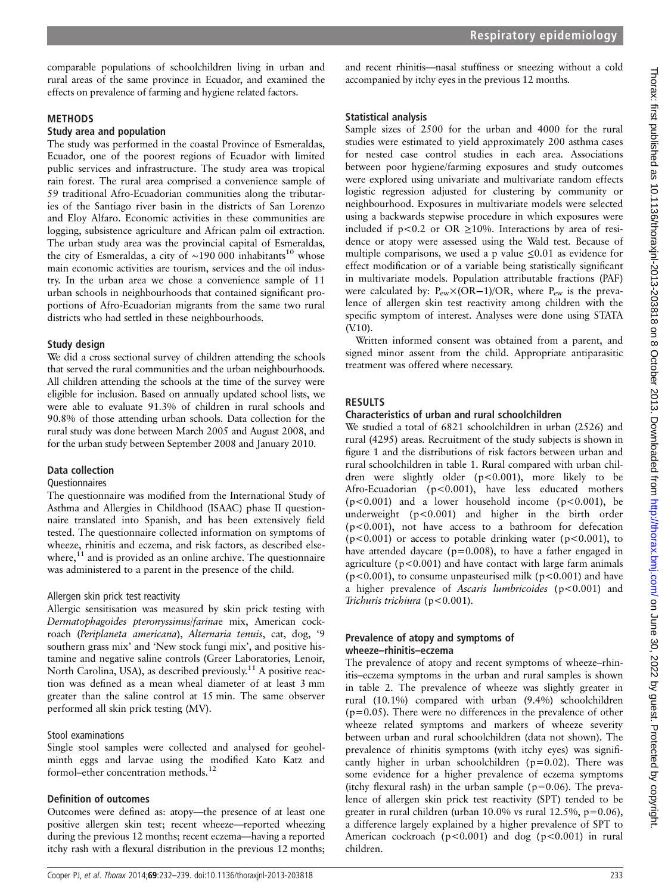comparable populations of schoolchildren living in urban and rural areas of the same province in Ecuador, and examined the effects on prevalence of farming and hygiene related factors.

## METHODS

### Study area and population

The study was performed in the coastal Province of Esmeraldas, Ecuador, one of the poorest regions of Ecuador with limited public services and infrastructure. The study area was tropical rain forest. The rural area comprised a convenience sample of 59 traditional Afro-Ecuadorian communities along the tributaries of the Santiago river basin in the districts of San Lorenzo and Eloy Alfaro. Economic activities in these communities are logging, subsistence agriculture and African palm oil extraction. The urban study area was the provincial capital of Esmeraldas, the city of Esmeraldas, a city of ∼190 000 inhabitants[10] whose main economic activities are tourism, services and the oil industry. In the urban area we chose a convenience sample of 11 urban schools in neighbourhoods that contained significant proportions of Afro-Ecuadorian migrants from the same two rural districts who had settled in these neighbourhoods.

### Study design

We did a cross sectional survey of children attending the schools that served the rural communities and the urban neighbourhoods. All children attending the schools at the time of the survey were eligible for inclusion. Based on annually updated school lists, we were able to evaluate 91.3% of children in rural schools and 90.8% of those attending urban schools. Data collection for the rural study was done between March 2005 and August 2008, and for the urban study between September 2008 and January 2010.

### Data collection

#### Questionnaires

The questionnaire was modified from the International Study of Asthma and Allergies in Childhood (ISAAC) phase II questionnaire translated into Spanish, and has been extensively field tested. The questionnaire collected information on symptoms of wheeze, rhinitis and eczema, and risk factors, as described elsewhere,[11] and is provided as an online archive. The questionnaire was administered to a parent in the presence of the child.

#### Allergen skin prick test reactivity

Allergic sensitisation was measured by skin prick testing with *Dermatophagoides pteronyssinus/farinae* mix, American cockroach (*Periplaneta americana*), *Alternaria tenuis*, cat, dog, '9 southern grass mix' and 'New stock fungi mix', and positive histamine and negative saline controls (Greer Laboratories, Lenoir, North Carolina, USA), as described previously.[11] A positive reaction was defined as a mean wheal diameter of at least 3 mm greater than the saline control at 15 min. The same observer performed all skin prick testing (MV).

#### Stool examinations

Single stool samples were collected and analysed for geohelminth eggs and larvae using the modified Kato Katz and formol–ether concentration methods.[12]

### Definition of outcomes

Outcomes were defined as: atopy—the presence of at least one positive allergen skin test; recent wheeze—reported wheezing during the previous 12 months; recent eczema—having a reported itchy rash with a flexural distribution in the previous 12 months; and recent rhinitis—nasal stuffiness or sneezing without a cold accompanied by itchy eyes in the previous 12 months.

### Statistical analysis

Sample sizes of 2500 for the urban and 4000 for the rural studies were estimated to yield approximately 200 asthma cases for nested case control studies in each area. Associations between poor hygiene/farming exposures and study outcomes were explored using univariate and multivariate random effects logistic regression adjusted for clustering by community or neighbourhood. Exposures in multivariate models were selected using a backwards stepwise procedure in which exposures were included if $p<0.2$ or OR ≥10%. Interactions by area of residence or atopy were assessed using the Wald test. Because of multiple comparisons, we used a p value ≤0.01 as evidence for effect modification or of a variable being statistically significant in multivariate models. Population attributable fractions (PAF) were calculated by: $P_{ew}\times(OR-1)/OR$, where $P_{ew}$ is the prevalence of allergen skin test reactivity among children with the specific symptom of interest. Analyses were done using STATA (V.10).

Written informed consent was obtained from a parent, and signed minor assent from the child. Appropriate antiparasitic treatment was offered where necessary.

## RESULTS

### Characteristics of urban and rural schoolchildren

We studied a total of 6821 schoolchildren in urban (2526) and rural (4295) areas. Recruitment of the study subjects is shown in figure 1 and the distributions of risk factors between urban and rural schoolchildren in table 1. Rural compared with urban children were slightly older ($p<0.001$), more likely to be Afro-Ecuadorian ($p<0.001$), have less educated mothers ($p<0.001$) and a lower household income ($p<0.001$), be underweight ($p<0.001$) and higher in the birth order ($p<0.001$), not have access to a bathroom for defecation ($p<0.001$) or access to potable drinking water ($p<0.001$), to have attended daycare ($p=0.008$), to have a father engaged in agriculture ($p<0.001$) and have contact with large farm animals ($p<0.001$), to consume unpasteurised milk ($p<0.001$) and have a higher prevalence of *Ascaris lumbricoides* ($p<0.001$) and *Trichuris trichiura* ($p<0.001$).

### Prevalence of atopy and symptoms of wheeze–rhinitis–eczema

The prevalence of atopy and recent symptoms of wheeze–rhinitis–eczema symptoms in the urban and rural samples is shown in table 2. The prevalence of wheeze was slightly greater in rural (10.1%) compared with urban (9.4%) schoolchildren ($p=0.05$). There were no differences in the prevalence of other wheeze related symptoms and markers of wheeze severity between urban and rural schoolchildren (data not shown). The prevalence of rhinitis symptoms (with itchy eyes) was significantly higher in urban schoolchildren ($p=0.02$). There was some evidence for a higher prevalence of eczema symptoms (itchy flexural rash) in the urban sample ($p=0.06$). The prevalence of allergen skin prick test reactivity (SPT) tended to be greater in rural children (urban 10.0% vs rural 12.5%, $p=0.06$), a difference largely explained by a higher prevalence of SPT to American cockroach ($p<0.001$) and dog ($p<0.001$) in rural children.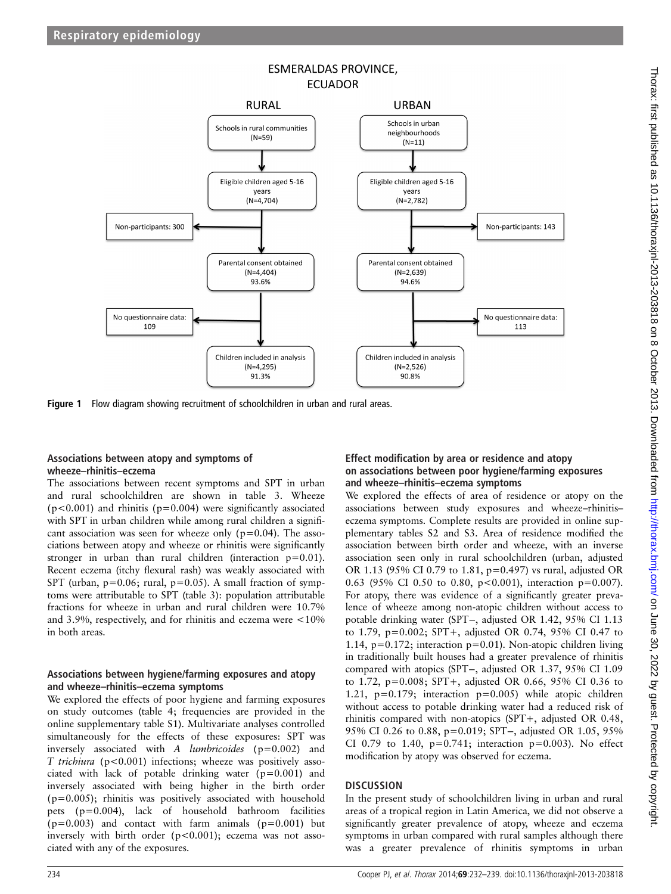ESMERALDAS PROVINCE, ECUADOR

RURAL

Schools in rural communities (N=59)

Eligible children aged 5-16 years (N=4,704)

Non-participants: 300

Parental consent obtained (N=4,404) 93.6%

No questionnaire data: 109

Children included in analysis (N=4,295) 91.3%

URBAN

Schools in urban neighbourhoods (N=11)

Eligible children aged 5-16 years (N=2,782)

Non-participants: 143

Parental consent obtained (N=2,639) 94.6%

No questionnaire data: 113

Children included in analysis (N=2,526) 90.8%

**Figure 1** Flow diagram showing recruitment of schoolchildren in urban and rural areas.

### Associations between atopy and symptoms of wheeze–rhinitis–eczema

The associations between recent symptoms and SPT in urban and rural schoolchildren are shown in table 3. Wheeze ($p<0.001$) and rhinitis ($p=0.004$) were significantly associated with SPT in urban children while among rural children a significant association was seen for wheeze only ($p=0.04$). The associations between atopy and wheeze or rhinitis were significantly stronger in urban than rural children (interaction $p=0.01$). Recent eczema (itchy flexural rash) was weakly associated with SPT (urban, $p=0.06$; rural, $p=0.05$). A small fraction of symptoms were attributable to SPT (table 3): population attributable fractions for wheeze in urban and rural children were 10.7% and 3.9%, respectively, and for rhinitis and eczema were <10% in both areas.

### Associations between hygiene/farming exposures and atopy and wheeze–rhinitis–eczema symptoms

We explored the effects of poor hygiene and farming exposures on study outcomes (table 4; frequencies are provided in the online supplementary table S1). Multivariate analyses controlled simultaneously for the effects of these exposures: SPT was inversely associated with *A lumbricoides* ($p=0.002$) and *T trichiura* ($p<0.001$) infections; wheeze was positively associated with lack of potable drinking water ($p=0.001$) and inversely associated with being higher in the birth order ($p=0.005$); rhinitis was positively associated with household pets ($p=0.004$), lack of household bathroom facilities ($p=0.003$) and contact with farm animals ($p=0.001$) but inversely with birth order ($p<0.001$); eczema was not associated with any of the exposures.

### Effect modification by area or residence and atopy on associations between poor hygiene/farming exposures and wheeze–rhinitis–eczema symptoms

We explored the effects of area of residence or atopy on the associations between study exposures and wheeze–rhinitis–eczema symptoms. Complete results are provided in online supplementary tables S2 and S3. Area of residence modified the association between birth order and wheeze, with an inverse association seen only in rural schoolchildren (urban, adjusted OR 1.13 (95% CI 0.79 to 1.81, $p=0.497$) vs rural, adjusted OR 0.63 (95% CI 0.50 to 0.80, $p<0.001$), interaction $p=0.007$). For atopy, there was evidence of a significantly greater prevalence of wheeze among non-atopic children without access to potable drinking water (SPT−, adjusted OR 1.42, 95% CI 1.13 to 1.79, $p=0.002$; SPT+, adjusted OR 0.74, 95% CI 0.47 to 1.14, $p=0.172$; interaction $p=0.01$). Non-atopic children living in traditionally built houses had a greater prevalence of rhinitis compared with atopics (SPT−, adjusted OR 1.37, 95% CI 1.09 to 1.72, $p=0.008$; SPT+, adjusted OR 0.66, 95% CI 0.36 to 1.21, $p=0.179$; interaction $p=0.005$) while atopic children without access to potable drinking water had a reduced risk of rhinitis compared with non-atopics (SPT+, adjusted OR 0.48, 95% CI 0.26 to 0.88, $p=0.019$; SPT−, adjusted OR 1.05, 95% CI 0.79 to 1.40, $p=0.741$; interaction $p=0.003$). No effect modification by atopy was observed for eczema.

## DISCUSSION

In the present study of schoolchildren living in urban and rural areas of a tropical region in Latin America, we did not observe a significantly greater prevalence of atopy, wheeze and eczema symptoms in urban compared with rural samples although there was a greater prevalence of rhinitis symptoms in urban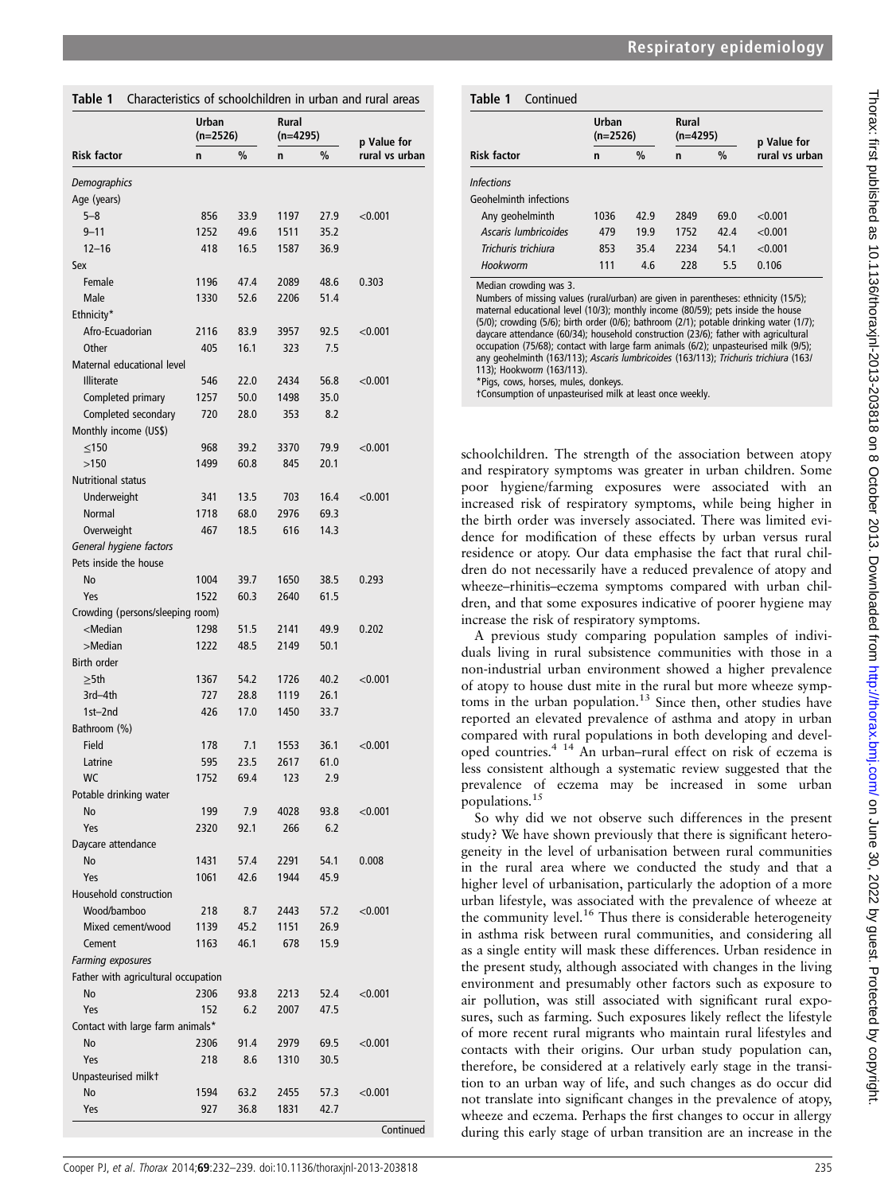**Table 1** Characteristics of schoolchildren in urban and rural areas

| Risk factor | Urban (n=2526) n | Urban % | Rural (n=4295) n | Rural % | p Value for rural vs urban |
|---|---|---|---|---|---|
| *Demographics* | | | | | |
| Age (years) | | | | | |
| 5–8 | 856 | 33.9 | 1197 | 27.9 | <0.001 |
| 9–11 | 1252 | 49.6 | 1511 | 35.2 | |
| 12–16 | 418 | 16.5 | 1587 | 36.9 | |
| Sex | | | | | |
| Female | 1196 | 47.4 | 2089 | 48.6 | 0.303 |
| Male | 1330 | 52.6 | 2206 | 51.4 | |
| Ethnicity* | | | | | |
| Afro-Ecuadorian | 2116 | 83.9 | 3957 | 92.5 | <0.001 |
| Other | 405 | 16.1 | 323 | 7.5 | |
| Maternal educational level | | | | | |
| Illiterate | 546 | 22.0 | 2434 | 56.8 | <0.001 |
| Completed primary | 1257 | 50.0 | 1498 | 35.0 | |
| Completed secondary | 720 | 28.0 | 353 | 8.2 | |
| Monthly income (US$) | | | | | |
| ≤150 | 968 | 39.2 | 3370 | 79.9 | <0.001 |
| >150 | 1499 | 60.8 | 845 | 20.1 | |
| Nutritional status | | | | | |
| Underweight | 341 | 13.5 | 703 | 16.4 | <0.001 |
| Normal | 1718 | 68.0 | 2976 | 69.3 | |
| Overweight | 467 | 18.5 | 616 | 14.3 | |
| *General hygiene factors* | | | | | |
| Pets inside the house | | | | | |
| No | 1004 | 39.7 | 1650 | 38.5 | 0.293 |
| Yes | 1522 | 60.3 | 2640 | 61.5 | |
| Crowding (persons/sleeping room) | | | | | |
| <Median | 1298 | 51.5 | 2141 | 49.9 | 0.202 |
| >Median | 1222 | 48.5 | 2149 | 50.1 | |
| Birth order | | | | | |
| ≥5th | 1367 | 54.2 | 1726 | 40.2 | <0.001 |
| 3rd–4th | 727 | 28.8 | 1119 | 26.1 | |
| 1st–2nd | 426 | 17.0 | 1450 | 33.7 | |
| Bathroom (%) | | | | | |
| Field | 178 | 7.1 | 1553 | 36.1 | <0.001 |
| Latrine | 595 | 23.5 | 2617 | 61.0 | |
| WC | 1752 | 69.4 | 123 | 2.9 | |
| Potable drinking water | | | | | |
| No | 199 | 7.9 | 4028 | 93.8 | <0.001 |
| Yes | 2320 | 92.1 | 266 | 6.2 | |
| Daycare attendance | | | | | |
| No | 1431 | 57.4 | 2291 | 54.1 | 0.008 |
| Yes | 1061 | 42.6 | 1944 | 45.9 | |
| Household construction | | | | | |
| Wood/bamboo | 218 | 8.7 | 2443 | 57.2 | <0.001 |
| Mixed cement/wood | 1139 | 45.2 | 1151 | 26.9 | |
| Cement | 1163 | 46.1 | 678 | 15.9 | |
| *Farming exposures* | | | | | |
| Father with agricultural occupation | | | | | |
| No | 2306 | 93.8 | 2213 | 52.4 | <0.001 |
| Yes | 152 | 6.2 | 2007 | 47.5 | |
| Contact with large farm animals* | | | | | |
| No | 2306 | 91.4 | 2979 | 69.5 | <0.001 |
| Yes | 218 | 8.6 | 1310 | 30.5 | |
| Unpasteurised milk† | | | | | |
| No | 1594 | 63.2 | 2455 | 57.3 | <0.001 |
| Yes | 927 | 36.8 | 1831 | 42.7 | |
| *Infections* | | | | | |
| Geohelminth infections | | | | | |
| Any geohelminth | 1036 | 42.9 | 2849 | 69.0 | <0.001 |
| *Ascaris lumbricoides* | 479 | 19.9 | 1752 | 42.4 | <0.001 |
| *Trichuris trichiura* | 853 | 35.4 | 2234 | 54.1 | <0.001 |
| *Hookworm* | 111 | 4.6 | 228 | 5.5 | 0.106 |

Median crowding was 3.

Numbers of missing values (rural/urban) are given in parentheses: ethnicity (15/5); maternal educational level (10/3); monthly income (80/59); pets inside the house (5/0); crowding (5/6); birth order (0/6); bathroom (2/1); potable drinking water (1/7); daycare attendance (60/34); household construction (23/6); father with agricultural occupation (75/68); contact with large farm animals (6/2); unpasteurised milk (9/5); any geohelminth (163/113); *Ascaris lumbricoides* (163/113); *Trichuris trichiura* (163/113); Hookworm (163/113).

*Pigs, cows, horses, mules, donkeys.

†Consumption of unpasteurised milk at least once weekly.

schoolchildren. The strength of the association between atopy and respiratory symptoms was greater in urban children. Some poor hygiene/farming exposures were associated with an increased risk of respiratory symptoms, while being higher in the birth order was inversely associated. There was limited evidence for modification of these effects by urban versus rural residence or atopy. Our data emphasise the fact that rural children do not necessarily have a reduced prevalence of atopy and wheeze–rhinitis–eczema symptoms compared with urban children, and that some exposures indicative of poorer hygiene may increase the risk of respiratory symptoms.

A previous study comparing population samples of individuals living in rural subsistence communities with those in a non-industrial urban environment showed a higher prevalence of atopy to house dust mite in the rural but more wheeze symptoms in the urban population.[13] Since then, other studies have reported an elevated prevalence of asthma and atopy in urban compared with rural populations in both developing and developed countries.[4 14] An urban–rural effect on risk of eczema is less consistent although a systematic review suggested that the prevalence of eczema may be increased in some urban populations.[15]

So why did we not observe such differences in the present study? We have shown previously that there is significant heterogeneity in the level of urbanisation between rural communities in the rural area where we conducted the study and that a higher level of urbanisation, particularly the adoption of a more urban lifestyle, was associated with the prevalence of wheeze at the community level.[16] Thus there is considerable heterogeneity in asthma risk between rural communities, and considering all as a single entity will mask these differences. Urban residence in the present study, although associated with changes in the living environment and presumably other factors such as exposure to air pollution, was still associated with significant rural exposures, such as farming. Such exposures likely reflect the lifestyle of more recent rural migrants who maintain rural lifestyles and contacts with their origins. Our urban study population can, therefore, be considered at a relatively early stage in the transition to an urban way of life, and such changes as do occur did not translate into significant changes in the prevalence of atopy, wheeze and eczema. Perhaps the first changes to occur in allergy during this early stage of urban transition are an increase in the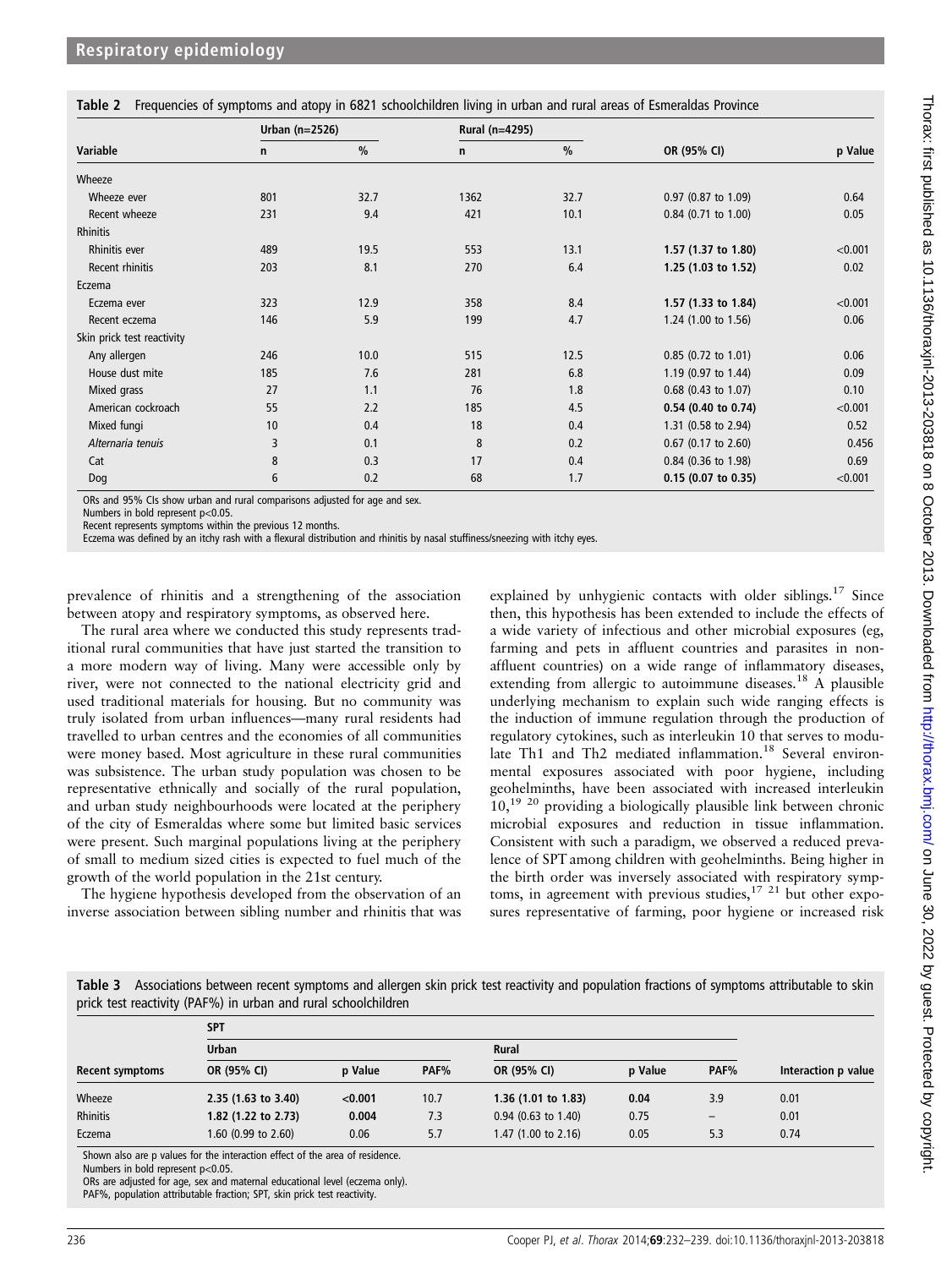**Table 2** Frequencies of symptoms and atopy in 6821 schoolchildren living in urban and rural areas of Esmeraldas Province

| Variable | Urban (n=2526) | | Rural (n=4295) | | OR (95% CI) | p Value |
|---|---|---|---|---|---|---|
| | n | % | n | % | | |
| Wheeze | | | | | | |
| Wheeze ever | 801 | 32.7 | 1362 | 32.7 | 0.97 (0.87 to 1.09) | 0.64 |
| Recent wheeze | 231 | 9.4 | 421 | 10.1 | 0.84 (0.71 to 1.00) | 0.05 |
| Rhinitis | | | | | | |
| Rhinitis ever | 489 | 19.5 | 553 | 13.1 | **1.57 (1.37 to 1.80)** | <0.001 |
| Recent rhinitis | 203 | 8.1 | 270 | 6.4 | **1.25 (1.03 to 1.52)** | 0.02 |
| Eczema | | | | | | |
| Eczema ever | 323 | 12.9 | 358 | 8.4 | **1.57 (1.33 to 1.84)** | <0.001 |
| Recent eczema | 146 | 5.9 | 199 | 4.7 | 1.24 (1.00 to 1.56) | 0.06 |
| Skin prick test reactivity | | | | | | |
| Any allergen | 246 | 10.0 | 515 | 12.5 | 0.85 (0.72 to 1.01) | 0.06 |
| House dust mite | 185 | 7.6 | 281 | 6.8 | 1.19 (0.97 to 1.44) | 0.09 |
| Mixed grass | 27 | 1.1 | 76 | 1.8 | 0.68 (0.43 to 1.07) | 0.10 |
| American cockroach | 55 | 2.2 | 185 | 4.5 | **0.54 (0.40 to 0.74)** | <0.001 |
| Mixed fungi | 10 | 0.4 | 18 | 0.4 | 1.31 (0.58 to 2.94) | 0.52 |
| *Alternaria tenuis* | 3 | 0.1 | 8 | 0.2 | 0.67 (0.17 to 2.60) | 0.456 |
| Cat | 8 | 0.3 | 17 | 0.4 | 0.84 (0.36 to 1.98) | 0.69 |
| Dog | 6 | 0.2 | 68 | 1.7 | **0.15 (0.07 to 0.35)** | <0.001 |

ORs and 95% CIs show urban and rural comparisons adjusted for age and sex.
Numbers in bold represent p<0.05.
Recent represents symptoms within the previous 12 months.
Eczema was defined by an itchy rash with a flexural distribution and rhinitis by nasal stuffiness/sneezing with itchy eyes.

prevalence of rhinitis and a strengthening of the association between atopy and respiratory symptoms, as observed here.

The rural area where we conducted this study represents traditional rural communities that have just started the transition to a more modern way of living. Many were accessible only by river, were not connected to the national electricity grid and used traditional materials for housing. But no community was truly isolated from urban influences—many rural residents had travelled to urban centres and the economies of all communities were money based. Most agriculture in these rural communities was subsistence. The urban study population was chosen to be representative ethnically and socially of the rural population, and urban study neighbourhoods were located at the periphery of the city of Esmeraldas where some but limited basic services were present. Such marginal populations living at the periphery of small to medium sized cities is expected to fuel much of the growth of the world population in the 21st century.

The hygiene hypothesis developed from the observation of an inverse association between sibling number and rhinitis that was explained by unhygienic contacts with older siblings.[17] Since then, this hypothesis has been extended to include the effects of a wide variety of infectious and other microbial exposures (eg, farming and pets in affluent countries and parasites in non-affluent countries) on a wide range of inflammatory diseases, extending from allergic to autoimmune diseases.[18] A plausible underlying mechanism to explain such wide ranging effects is the induction of immune regulation through the production of regulatory cytokines, such as interleukin 10 that serves to modulate Th1 and Th2 mediated inflammation.[18] Several environmental exposures associated with poor hygiene, including geohelminths, have been associated with increased interleukin 10,[19,20] providing a biologically plausible link between chronic microbial exposures and reduction in tissue inflammation. Consistent with such a paradigm, we observed a reduced prevalence of SPT among children with geohelminths. Being higher in the birth order was inversely associated with respiratory symptoms, in agreement with previous studies,[17,21] but other exposures representative of farming, poor hygiene or increased risk

**Table 3** Associations between recent symptoms and allergen skin prick test reactivity and population fractions of symptoms attributable to skin prick test reactivity (PAF%) in urban and rural schoolchildren

| Recent symptoms | SPT Urban OR (95% CI) | p Value | PAF% | SPT Rural OR (95% CI) | p Value | PAF% | Interaction p value |
|---|---|---|---|---|---|---|---|
| Wheeze | **2.35 (1.63 to 3.40)** | **<0.001** | 10.7 | **1.36 (1.01 to 1.83)** | **0.04** | 3.9 | 0.01 |
| Rhinitis | **1.82 (1.22 to 2.73)** | **0.004** | 7.3 | 0.94 (0.63 to 1.40) | 0.75 | – | 0.01 |
| Eczema | 1.60 (0.99 to 2.60) | 0.06 | 5.7 | 1.47 (1.00 to 2.16) | 0.05 | 5.3 | 0.74 |

Shown also are p values for the interaction effect of the area of residence.
Numbers in bold represent p<0.05.
ORs are adjusted for age, sex and maternal educational level (eczema only).
PAF%, population attributable fraction; SPT, skin prick test reactivity.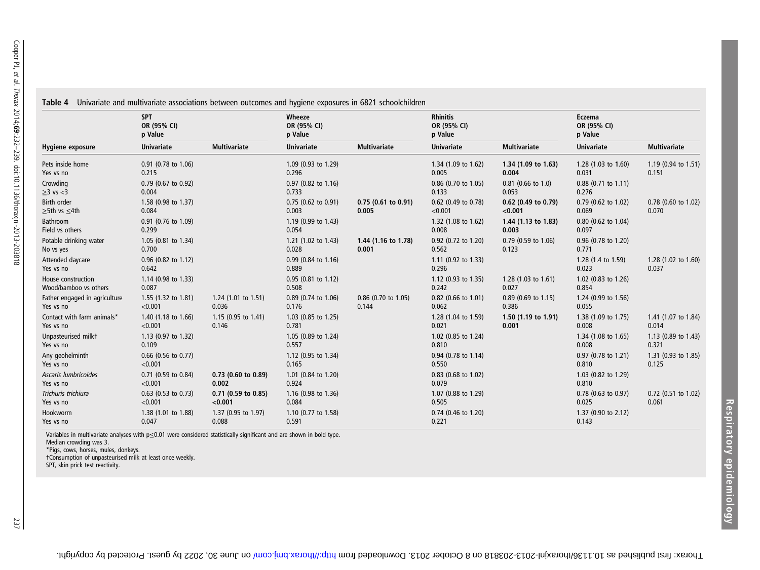**Table 4** Univariate and multivariate associations between outcomes and hygiene exposures in 6821 schoolchildren

| Hygiene exposure | SPT OR (95% CI) p Value | | Wheeze OR (95% CI) p Value | | Rhinitis OR (95% CI) p Value | | Eczema OR (95% CI) p Value | |
|---|---|---|---|---|---|---|---|---|
| | Univariate | Multivariate | Univariate | Multivariate | Univariate | Multivariate | Univariate | Multivariate |
| Pets inside home<br>Yes vs no | 0.91 (0.78 to 1.06)<br>0.215 | | 1.09 (0.93 to 1.29)<br>0.296 | | 1.34 (1.09 to 1.62)<br>0.005 | **1.34 (1.09 to 1.63)<br>0.004** | 1.28 (1.03 to 1.60)<br>0.031 | 1.19 (0.94 to 1.51)<br>0.151 |
| Crowding<br>≥3 vs <3 | 0.79 (0.67 to 0.92)<br>0.004 | | 0.97 (0.82 to 1.16)<br>0.733 | | 0.86 (0.70 to 1.05)<br>0.133 | 0.81 (0.66 to 1.0)<br>0.053 | 0.88 (0.71 to 1.11)<br>0.276 | |
| Birth order<br>≥5th vs ≤4th | 1.58 (0.98 to 1.37)<br>0.084 | | 0.75 (0.62 to 0.91)<br>0.003 | **0.75 (0.61 to 0.91)<br>0.005** | 0.62 (0.49 to 0.78)<br><0.001 | **0.62 (0.49 to 0.79)<br><0.001** | 0.79 (0.62 to 1.02)<br>0.069 | 0.78 (0.60 to 1.02)<br>0.070 |
| Bathroom<br>Field vs others | 0.91 (0.76 to 1.09)<br>0.299 | | 1.19 (0.99 to 1.43)<br>0.054 | | 1.32 (1.08 to 1.62)<br>0.008 | **1.44 (1.13 to 1.83)<br>0.003** | 0.80 (0.62 to 1.04)<br>0.097 | |
| Potable drinking water<br>No vs yes | 1.05 (0.81 to 1.34)<br>0.700 | | 1.21 (1.02 to 1.43)<br>0.028 | **1.44 (1.16 to 1.78)<br>0.001** | 0.92 (0.72 to 1.20)<br>0.562 | 0.79 (0.59 to 1.06)<br>0.123 | 0.96 (0.78 to 1.20)<br>0.771 | |
| Attended daycare<br>Yes vs no | 0.96 (0.82 to 1.12)<br>0.642 | | 0.99 (0.84 to 1.16)<br>0.889 | | 1.11 (0.92 to 1.33)<br>0.296 | | 1.28 (1.4 to 1.59)<br>0.023 | 1.28 (1.02 to 1.60)<br>0.037 |
| House construction<br>Wood/bamboo vs others | 1.14 (0.98 to 1.33)<br>0.087 | | 0.95 (0.81 to 1.12)<br>0.508 | | 1.12 (0.93 to 1.35)<br>0.242 | 1.28 (1.03 to 1.61)<br>0.027 | 1.02 (0.83 to 1.26)<br>0.854 | |
| Father engaged in agriculture<br>Yes vs no | 1.55 (1.32 to 1.81)<br><0.001 | 1.24 (1.01 to 1.51)<br>0.036 | 0.89 (0.74 to 1.06)<br>0.176 | 0.86 (0.70 to 1.05)<br>0.144 | 0.82 (0.66 to 1.01)<br>0.062 | 0.89 (0.69 to 1.15)<br>0.386 | 1.24 (0.99 to 1.56)<br>0.055 | |
| Contact with farm animals*<br>Yes vs no | 1.40 (1.18 to 1.66)<br><0.001 | 1.15 (0.95 to 1.41)<br>0.146 | 1.03 (0.85 to 1.25)<br>0.781 | | 1.28 (1.04 to 1.59)<br>0.021 | **1.50 (1.19 to 1.91)<br>0.001** | 1.38 (1.09 to 1.75)<br>0.008 | 1.41 (1.07 to 1.84)<br>0.014 |
| Unpasteurised milk†<br>Yes vs no | 1.13 (0.97 to 1.32)<br>0.109 | | 1.05 (0.89 to 1.24)<br>0.557 | | 1.02 (0.85 to 1.24)<br>0.810 | | 1.34 (1.08 to 1.65)<br>0.008 | 1.13 (0.89 to 1.43)<br>0.321 |
| Any geohelminth<br>Yes vs no | 0.66 (0.56 to 0.77)<br><0.001 | | 1.12 (0.95 to 1.34)<br>0.165 | | 0.94 (0.78 to 1.14)<br>0.550 | | 0.97 (0.78 to 1.21)<br>0.810 | 1.31 (0.93 to 1.85)<br>0.125 |
| *Ascaris lumbricoides*<br>Yes vs no | 0.71 (0.59 to 0.84)<br><0.001 | **0.73 (0.60 to 0.89)<br>0.002** | 1.01 (0.84 to 1.20)<br>0.924 | | 0.83 (0.68 to 1.02)<br>0.079 | | 1.03 (0.82 to 1.29)<br>0.810 | |
| *Trichuris trichiura*<br>Yes vs no | 0.63 (0.53 to 0.73)<br><0.001 | **0.71 (0.59 to 0.85)<br><0.001** | 1.16 (0.98 to 1.36)<br>0.084 | | 1.07 (0.88 to 1.29)<br>0.505 | | 0.78 (0.63 to 0.97)<br>0.025 | 0.72 (0.51 to 1.02)<br>0.061 |
| Hookworm<br>Yes vs no | 1.38 (1.01 to 1.88)<br>0.047 | 1.37 (0.95 to 1.97)<br>0.088 | 1.10 (0.77 to 1.58)<br>0.591 | | 0.74 (0.46 to 1.20)<br>0.221 | | 1.37 (0.90 to 2.12)<br>0.143 | |

Variables in multivariate analyses with p≤0.01 were considered statistically significant and are shown in bold type.
Median crowding was 3.
*Pigs, cows, horses, mules, donkeys.
†Consumption of unpasteurised milk at least once weekly.
SPT, skin prick test reactivity.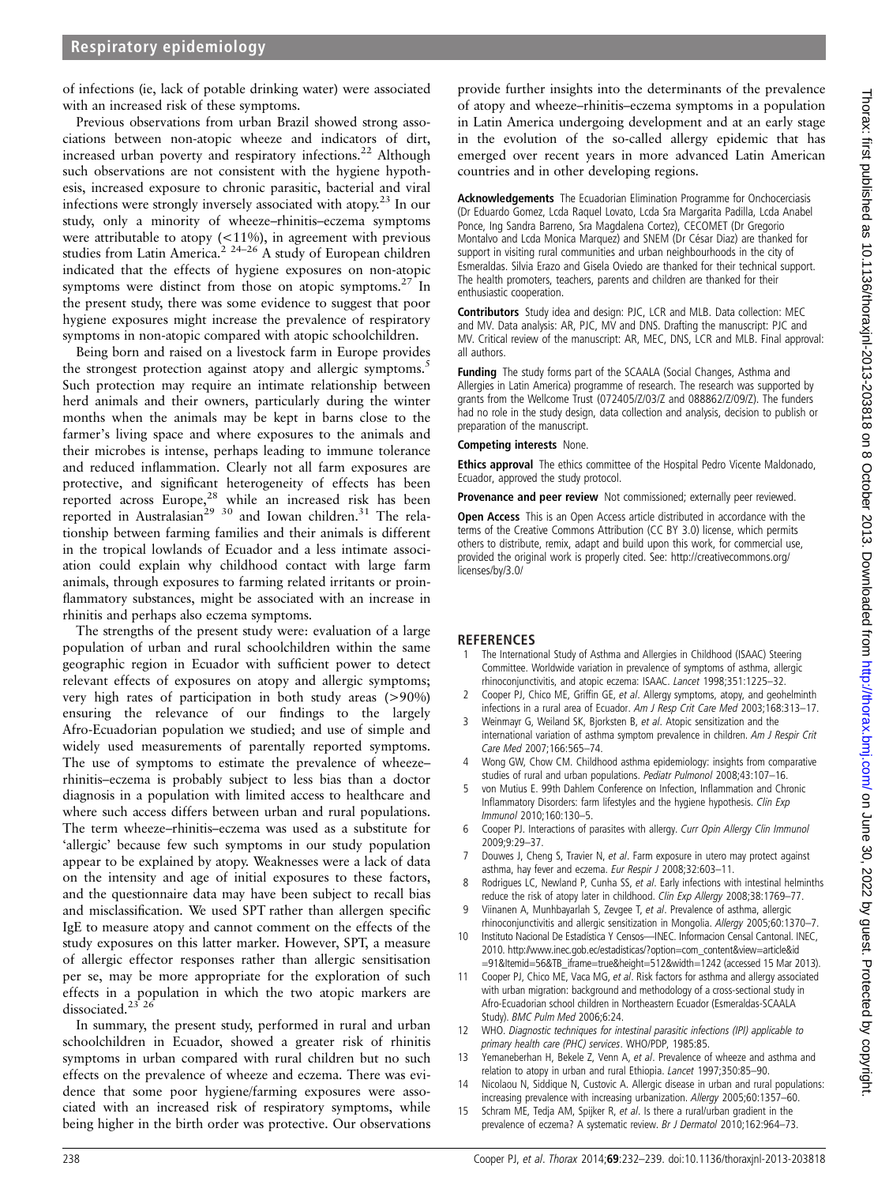of infections (ie, lack of potable drinking water) were associated with an increased risk of these symptoms.

Previous observations from urban Brazil showed strong associations between non-atopic wheeze and indicators of dirt, increased urban poverty and respiratory infections.[22] Although such observations are not consistent with the hygiene hypothesis, increased exposure to chronic parasitic, bacterial and viral infections were strongly inversely associated with atopy.[23] In our study, only a minority of wheeze–rhinitis–eczema symptoms were attributable to atopy (<11%), in agreement with previous studies from Latin America.[2 24–26] A study of European children indicated that the effects of hygiene exposures on non-atopic symptoms were distinct from those on atopic symptoms.[27] In the present study, there was some evidence to suggest that poor hygiene exposures might increase the prevalence of respiratory symptoms in non-atopic compared with atopic schoolchildren.

Being born and raised on a livestock farm in Europe provides the strongest protection against atopy and allergic symptoms.[5] Such protection may require an intimate relationship between herd animals and their owners, particularly during the winter months when the animals may be kept in barns close to the farmer's living space and where exposures to the animals and their microbes is intense, perhaps leading to immune tolerance and reduced inflammation. Clearly not all farm exposures are protective, and significant heterogeneity of effects has been reported across Europe,[28] while an increased risk has been reported in Australasian[29 30] and Iowan children.[31] The relationship between farming families and their animals is different in the tropical lowlands of Ecuador and a less intimate association could explain why childhood contact with large farm animals, through exposures to farming related irritants or proinflammatory substances, might be associated with an increase in rhinitis and perhaps also eczema symptoms.

The strengths of the present study were: evaluation of a large population of urban and rural schoolchildren within the same geographic region in Ecuador with sufficient power to detect relevant effects of exposures on atopy and allergic symptoms; very high rates of participation in both study areas (>90%) ensuring the relevance of our findings to the largely Afro-Ecuadorian population we studied; and use of simple and widely used measurements of parentally reported symptoms. The use of symptoms to estimate the prevalence of wheeze–rhinitis–eczema is probably subject to less bias than a doctor diagnosis in a population with limited access to healthcare and where such access differs between urban and rural populations. The term wheeze–rhinitis–eczema was used as a substitute for 'allergic' because few such symptoms in our study population appear to be explained by atopy. Weaknesses were a lack of data on the intensity and age of initial exposures to these factors, and the questionnaire data may have been subject to recall bias and misclassification. We used SPT rather than allergen specific IgE to measure atopy and cannot comment on the effects of the study exposures on this latter marker. However, SPT, a measure of allergic effector responses rather than allergic sensitisation per se, may be more appropriate for the exploration of such effects in a population in which the two atopic markers are dissociated.[23 26]

In summary, the present study, performed in rural and urban schoolchildren in Ecuador, showed a greater risk of rhinitis symptoms in urban compared with rural children but no such effects on the prevalence of wheeze and eczema. There was evidence that some poor hygiene/farming exposures were associated with an increased risk of respiratory symptoms, while being higher in the birth order was protective. Our observations provide further insights into the determinants of the prevalence of atopy and wheeze–rhinitis–eczema symptoms in a population in Latin America undergoing development and at an early stage in the evolution of the so-called allergy epidemic that has emerged over recent years in more advanced Latin American countries and in other developing regions.

**Acknowledgements** The Ecuadorian Elimination Programme for Onchocerciasis (Dr Eduardo Gomez, Lcda Raquel Lovato, Lcda Sra Margarita Padilla, Lcda Anabel Ponce, Ing Sandra Barreno, Sra Magdalena Cortez), CECOMET (Dr Gregorio Montalvo and Lcda Monica Marquez) and SNEM (Dr César Diaz) are thanked for support in visiting rural communities and urban neighbourhoods in the city of Esmeraldas. Silvia Erazo and Gisela Oviedo are thanked for their technical support. The health promoters, teachers, parents and children are thanked for their enthusiastic cooperation.

**Contributors** Study idea and design: PJC, LCR and MLB. Data collection: MEC and MV. Data analysis: AR, PJC, MV and DNS. Drafting the manuscript: PJC and MV. Critical review of the manuscript: AR, MEC, DNS, LCR and MLB. Final approval: all authors.

**Funding** The study forms part of the SCAALA (Social Changes, Asthma and Allergies in Latin America) programme of research. The research was supported by grants from the Wellcome Trust (072405/Z/03/Z and 088862/Z/09/Z). The funders had no role in the study design, data collection and analysis, decision to publish or preparation of the manuscript.

**Competing interests** None.

**Ethics approval** The ethics committee of the Hospital Pedro Vicente Maldonado, Ecuador, approved the study protocol.

**Provenance and peer review** Not commissioned; externally peer reviewed.

**Open Access** This is an Open Access article distributed in accordance with the terms of the Creative Commons Attribution (CC BY 3.0) license, which permits others to distribute, remix, adapt and build upon this work, for commercial use, provided the original work is properly cited. See: http://creativecommons.org/licenses/by/3.0/

## REFERENCES

1. The International Study of Asthma and Allergies in Childhood (ISAAC) Steering Committee. Worldwide variation in prevalence of symptoms of asthma, allergic rhinoconjunctivitis, and atopic eczema: ISAAC. *Lancet* 1998;351:1225–32.
2. Cooper PJ, Chico ME, Griffin GE, *et al*. Allergy symptoms, atopy, and geohelminth infections in a rural area of Ecuador. *Am J Resp Crit Care Med* 2003;168:313–17.
3. Weinmayr G, Weiland SK, Bjorksten B, *et al*. Atopic sensitization and the international variation of asthma symptom prevalence in children. *Am J Respir Crit Care Med* 2007;166:565–74.
4. Wong GW, Chow CM. Childhood asthma epidemiology: insights from comparative studies of rural and urban populations. *Pediatr Pulmonol* 2008;43:107–16.
5. von Mutius E. 99th Dahlem Conference on Infection, Inflammation and Chronic Inflammatory Disorders: farm lifestyles and the hygiene hypothesis. *Clin Exp Immunol* 2010;160:130–5.
6. Cooper PJ. Interactions of parasites with allergy. *Curr Opin Allergy Clin Immunol* 2009;9:29–37.
7. Douwes J, Cheng S, Travier N, *et al*. Farm exposure in utero may protect against asthma, hay fever and eczema. *Eur Respir J* 2008;32:603–11.
8. Rodrigues LC, Newland P, Cunha SS, *et al*. Early infections with intestinal helminths reduce the risk of atopy later in childhood. *Clin Exp Allergy* 2008;38:1769–77.
9. Viinanen A, Munhbayarlah S, Zevgee T, *et al*. Prevalence of asthma, allergic rhinoconjunctivitis and allergic sensitization in Mongolia. *Allergy* 2005;60:1370–7.
10. Instituto Nacional De Estadística Y Censos—INEC. Informacion Censal Cantonal. INEC, 2010. http://www.inec.gob.ec/estadisticas/?option=com_content&view=article&id=91&Itemid=56&TB_iframe=true&height=512&width=1242 (accessed 15 Mar 2013).
11. Cooper PJ, Chico ME, Vaca MG, *et al*. Risk factors for asthma and allergy associated with urban migration: background and methodology of a cross-sectional study in Afro-Ecuadorian school children in Northeastern Ecuador (Esmeraldas-SCAALA Study). *BMC Pulm Med* 2006;6:24.
12. WHO. *Diagnostic techniques for intestinal parasitic infections (IPI) applicable to primary health care (PHC) services*. WHO/PDP, 1985:85.
13. Yemaneberhan H, Bekele Z, Venn A, *et al*. Prevalence of wheeze and asthma and relation to atopy in urban and rural Ethiopia. *Lancet* 1997;350:85–90.
14. Nicolaou N, Siddique N, Custovic A. Allergic disease in urban and rural populations: increasing prevalence with increasing urbanization. *Allergy* 2005;60:1357–60.
15. Schram ME, Tedja AM, Spijker R, *et al*. Is there a rural/urban gradient in the prevalence of eczema? A systematic review. *Br J Dermatol* 2010;162:964–73.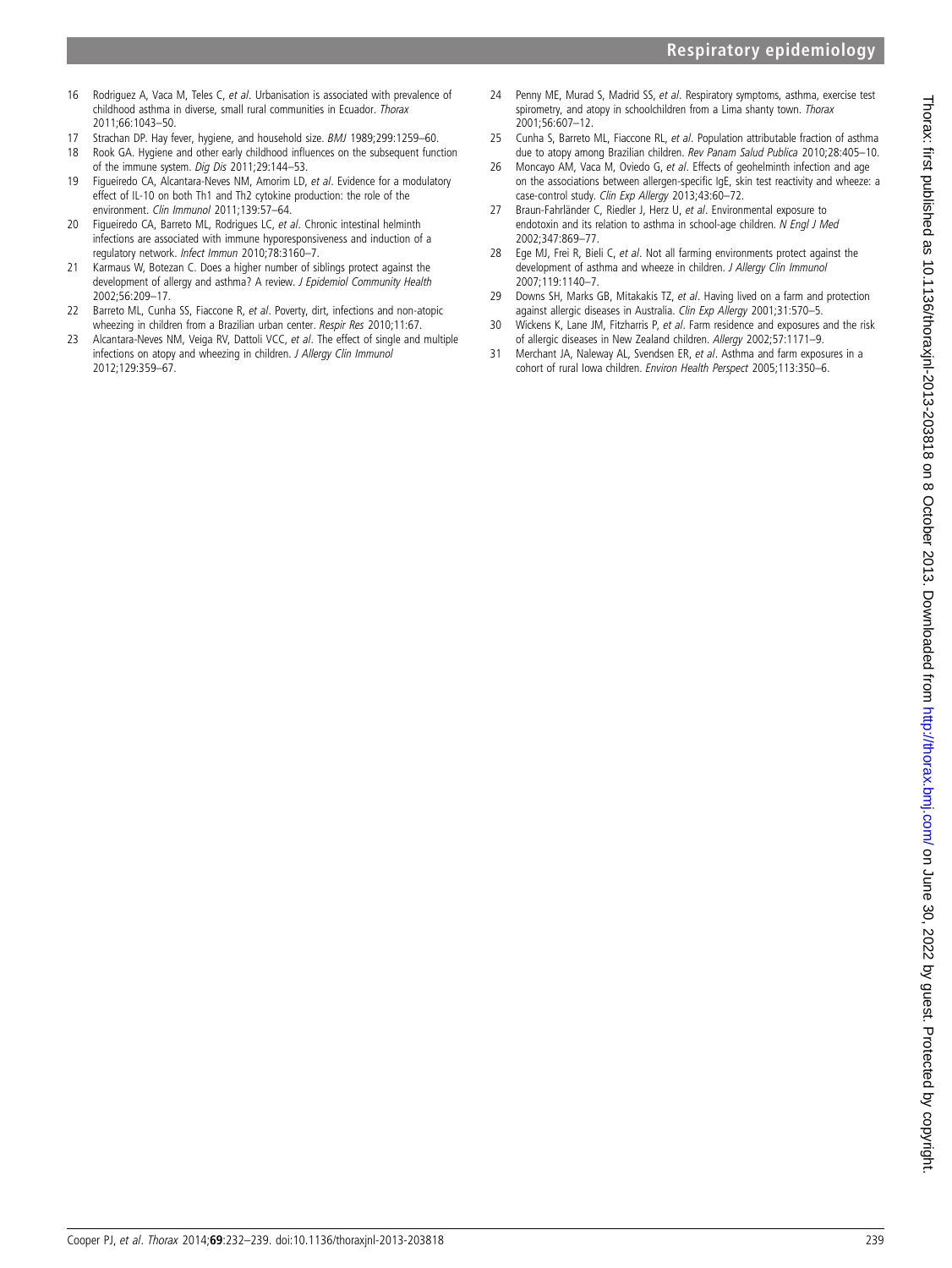16 Rodriguez A, Vaca M, Teles C, *et al*. Urbanisation is associated with prevalence of childhood asthma in diverse, small rural communities in Ecuador. *Thorax* 2011;66:1043–50.

17 Strachan DP. Hay fever, hygiene, and household size. *BMJ* 1989;299:1259–60.

18 Rook GA. Hygiene and other early childhood influences on the subsequent function of the immune system. *Dig Dis* 2011;29:144–53.

19 Figueiredo CA, Alcantara-Neves NM, Amorim LD, *et al*. Evidence for a modulatory effect of IL-10 on both Th1 and Th2 cytokine production: the role of the environment. *Clin Immunol* 2011;139:57–64.

20 Figueiredo CA, Barreto ML, Rodrigues LC, *et al*. Chronic intestinal helminth infections are associated with immune hyporesponsiveness and induction of a regulatory network. *Infect Immun* 2010;78:3160–7.

21 Karmaus W, Botezan C. Does a higher number of siblings protect against the development of allergy and asthma? A review. *J Epidemiol Community Health* 2002;56:209–17.

22 Barreto ML, Cunha SS, Fiaccone R, *et al*. Poverty, dirt, infections and non-atopic wheezing in children from a Brazilian urban center. *Respir Res* 2010;11:67.

23 Alcantara-Neves NM, Veiga RV, Dattoli VCC, *et al*. The effect of single and multiple infections on atopy and wheezing in children. *J Allergy Clin Immunol* 2012;129:359–67.

24 Penny ME, Murad S, Madrid SS, *et al*. Respiratory symptoms, asthma, exercise test spirometry, and atopy in schoolchildren from a Lima shanty town. *Thorax* 2001;56:607–12.

25 Cunha S, Barreto ML, Fiaccone RL, *et al*. Population attributable fraction of asthma due to atopy among Brazilian children. *Rev Panam Salud Publica* 2010;28:405–10.

26 Moncayo AM, Vaca M, Oviedo G, *et al*. Effects of geohelminth infection and age on the associations between allergen-specific IgE, skin test reactivity and wheeze: a case-control study. *Clin Exp Allergy* 2013;43:60–72.

27 Braun-Fahrländer C, Riedler J, Herz U, *et al*. Environmental exposure to endotoxin and its relation to asthma in school-age children. *N Engl J Med* 2002;347:869–77.

28 Ege MJ, Frei R, Bieli C, *et al*. Not all farming environments protect against the development of asthma and wheeze in children. *J Allergy Clin Immunol* 2007;119:1140–7.

29 Downs SH, Marks GB, Mitakakis TZ, *et al*. Having lived on a farm and protection against allergic diseases in Australia. *Clin Exp Allergy* 2001;31:570–5.

30 Wickens K, Lane JM, Fitzharris P, *et al*. Farm residence and exposures and the risk of allergic diseases in New Zealand children. *Allergy* 2002;57:1171–9.

31 Merchant JA, Naleway AL, Svendsen ER, *et al*. Asthma and farm exposures in a cohort of rural Iowa children. *Environ Health Perspect* 2005;113:350–6.